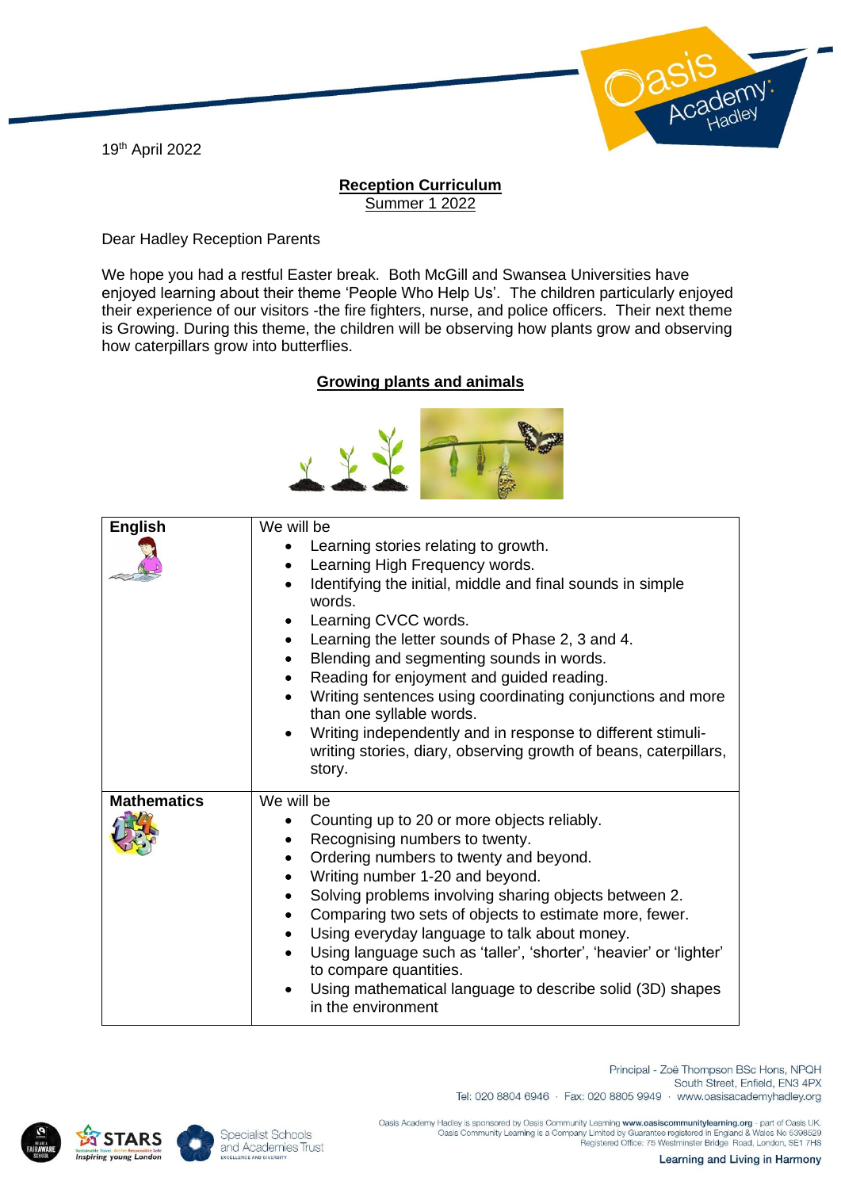19th April 2022

# Reception Curriculum

## Summer 1 2022

Dear Hadley Reception Parents

We hope you had a restful Easter break. Both McGill and Swansea Universities have enjoyed learning about their theme 'People Who Help Us'. The children particularly enjoyed their experience of our visitors -the fire fighters, nurse, and police officers. Their next theme is Growing. During this theme, the children will be observing how plants grow and observing how caterpillars grow into butterflies.

## Growing plants and animals

| **English** | We will be<br>• Learning stories relating to growth.<br>• Learning High Frequency words.<br>• Identifying the initial, middle and final sounds in simple words.<br>• Learning CVCC words.<br>• Learning the letter sounds of Phase 2, 3 and 4.<br>• Blending and segmenting sounds in words.<br>• Reading for enjoyment and guided reading.<br>• Writing sentences using coordinating conjunctions and more than one syllable words.<br>• Writing independently and in response to different stimuli- writing stories, diary, observing growth of beans, caterpillars, story. |
|---|---|
| **Mathematics** | We will be<br>• Counting up to 20 or more objects reliably.<br>• Recognising numbers to twenty.<br>• Ordering numbers to twenty and beyond.<br>• Writing number 1-20 and beyond.<br>• Solving problems involving sharing objects between 2.<br>• Comparing two sets of objects to estimate more, fewer.<br>• Using everyday language to talk about money.<br>• Using language such as 'taller', 'shorter', 'heavier' or 'lighter' to compare quantities.<br>• Using mathematical language to describe solid (3D) shapes in the environment |

Principal - Zoë Thompson BSc Hons, NPQH
South Street, Enfield, EN3 4PX
Tel: 020 8804 6946 · Fax: 020 8805 9949 · www.oasisacademyhadley.org

Oasis Academy Hadley is sponsored by Oasis Community Learning www.oasiscommunitylearning.org - part of Oasis UK.
Oasis Community Learning is a Company Limited by Guarantee registered in England & Wales No 5398529
Registered Office: 75 Westminster Bridge Road, London, SE1 7HS

Learning and Living in Harmony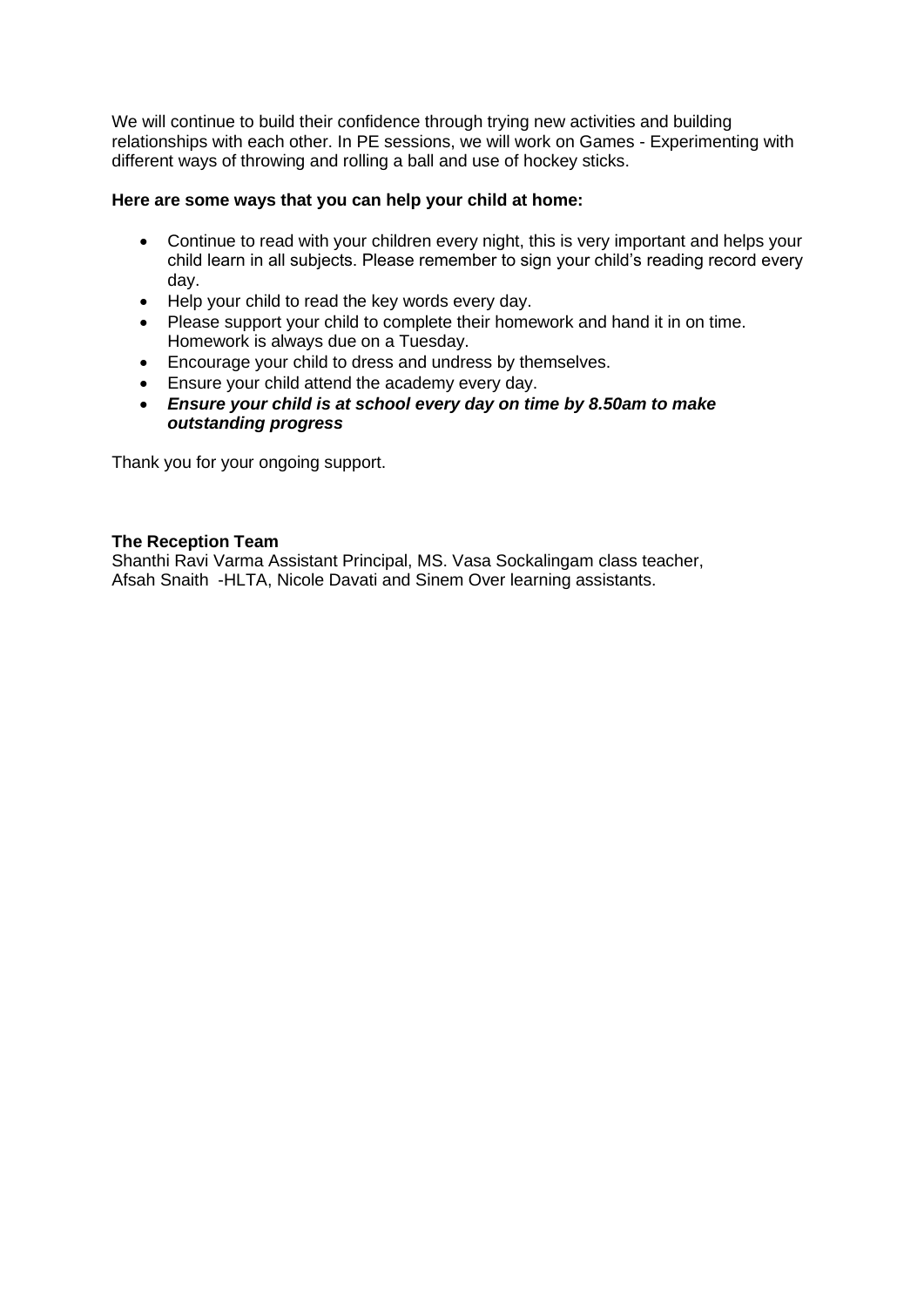We will continue to build their confidence through trying new activities and building relationships with each other. In PE sessions, we will work on Games - Experimenting with different ways of throwing and rolling a ball and use of hockey sticks.

**Here are some ways that you can help your child at home:**

- Continue to read with your children every night, this is very important and helps your child learn in all subjects. Please remember to sign your child's reading record every day.
- Help your child to read the key words every day.
- Please support your child to complete their homework and hand it in on time. Homework is always due on a Tuesday.
- Encourage your child to dress and undress by themselves.
- Ensure your child attend the academy every day.
- ***Ensure your child is at school every day on time by 8.50am to make outstanding progress***

Thank you for your ongoing support.

**The Reception Team**
Shanthi Ravi Varma Assistant Principal, MS. Vasa Sockalingam class teacher, Afsah Snaith -HLTA, Nicole Davati and Sinem Over learning assistants.